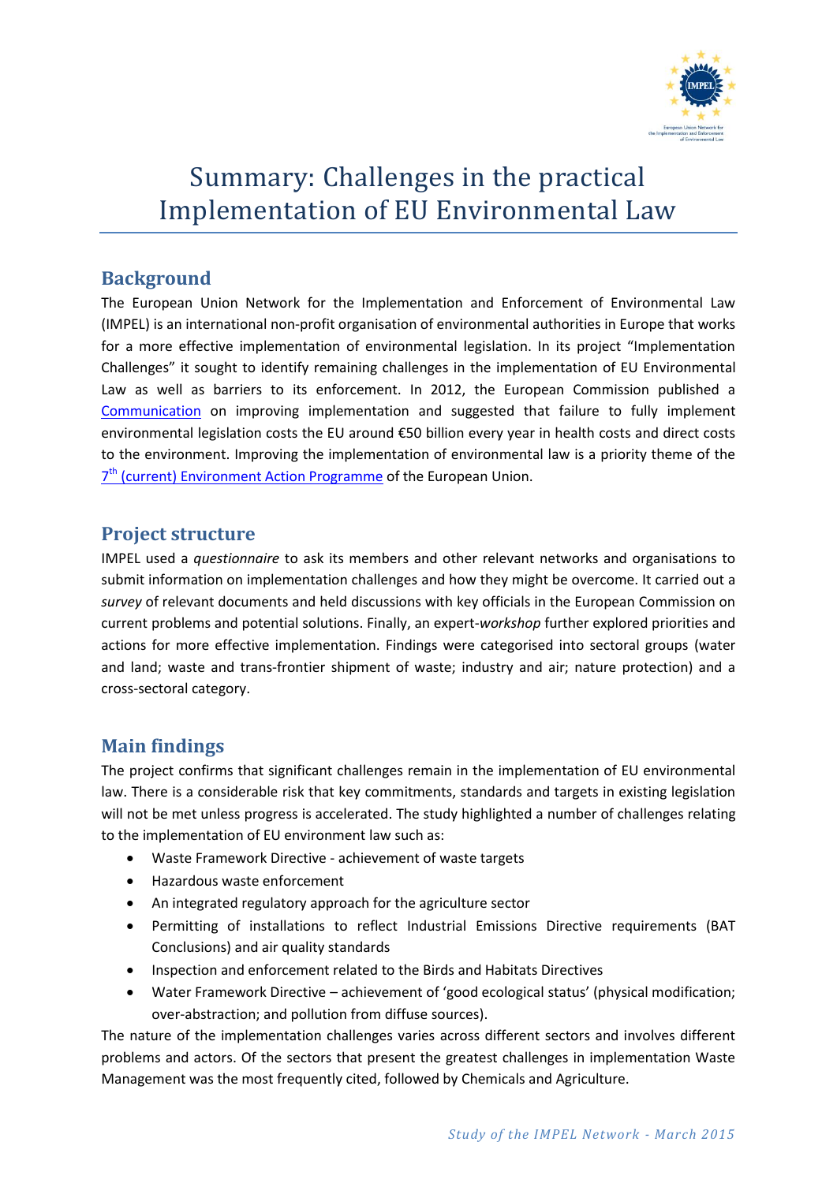# Summary: Challenges in the practical Implementation of EU Environmental Law

## Background

The European Union Network for the Implementation and Enforcement of Environmental Law (IMPEL) is an international non-profit organisation of environmental authorities in Europe that works for a more effective implementation of environmental legislation. In its project "Implementation Challenges" it sought to identify remaining challenges in the implementation of EU Environmental Law as well as barriers to its enforcement. In 2012, the European Commission published a Communication on improving implementation and suggested that failure to fully implement environmental legislation costs the EU around €50 billion every year in health costs and direct costs to the environment. Improving the implementation of environmental law is a priority theme of the 7th (current) Environment Action Programme of the European Union.

## Project structure

IMPEL used a *questionnaire* to ask its members and other relevant networks and organisations to submit information on implementation challenges and how they might be overcome. It carried out a *survey* of relevant documents and held discussions with key officials in the European Commission on current problems and potential solutions. Finally, an expert-*workshop* further explored priorities and actions for more effective implementation. Findings were categorised into sectoral groups (water and land; waste and trans-frontier shipment of waste; industry and air; nature protection) and a cross-sectoral category.

## Main findings

The project confirms that significant challenges remain in the implementation of EU environmental law. There is a considerable risk that key commitments, standards and targets in existing legislation will not be met unless progress is accelerated. The study highlighted a number of challenges relating to the implementation of EU environment law such as:

- Waste Framework Directive - achievement of waste targets
- Hazardous waste enforcement
- An integrated regulatory approach for the agriculture sector
- Permitting of installations to reflect Industrial Emissions Directive requirements (BAT Conclusions) and air quality standards
- Inspection and enforcement related to the Birds and Habitats Directives
- Water Framework Directive – achievement of 'good ecological status' (physical modification; over-abstraction; and pollution from diffuse sources).

The nature of the implementation challenges varies across different sectors and involves different problems and actors. Of the sectors that present the greatest challenges in implementation Waste Management was the most frequently cited, followed by Chemicals and Agriculture.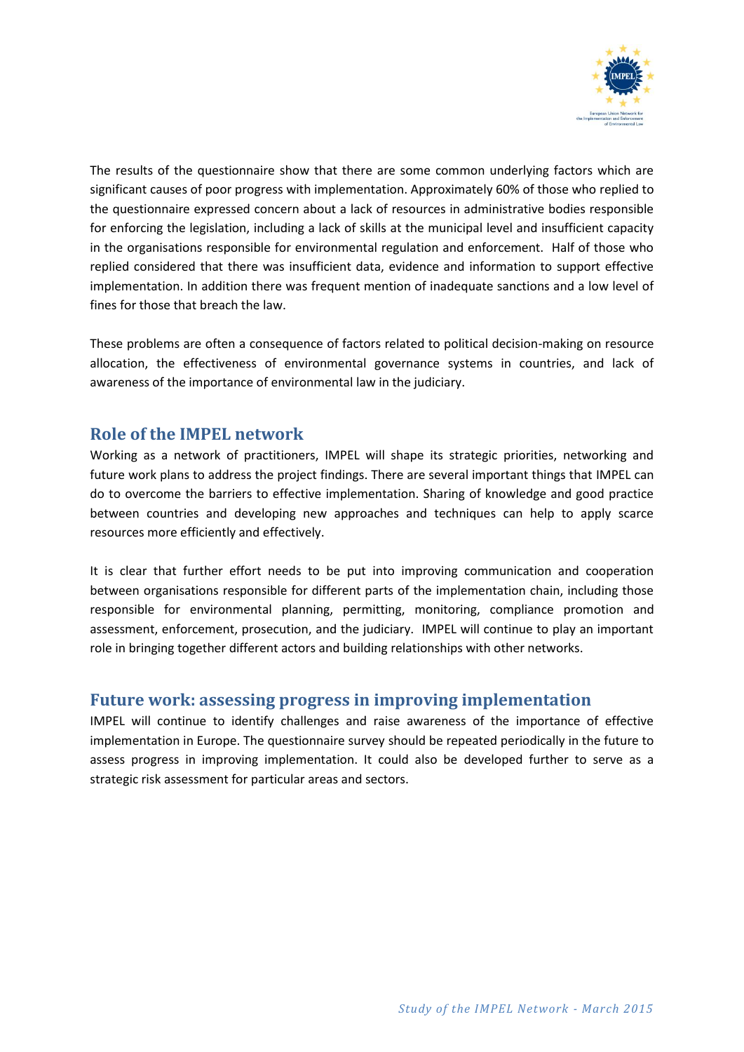The results of the questionnaire show that there are some common underlying factors which are significant causes of poor progress with implementation. Approximately 60% of those who replied to the questionnaire expressed concern about a lack of resources in administrative bodies responsible for enforcing the legislation, including a lack of skills at the municipal level and insufficient capacity in the organisations responsible for environmental regulation and enforcement. Half of those who replied considered that there was insufficient data, evidence and information to support effective implementation. In addition there was frequent mention of inadequate sanctions and a low level of fines for those that breach the law.

These problems are often a consequence of factors related to political decision-making on resource allocation, the effectiveness of environmental governance systems in countries, and lack of awareness of the importance of environmental law in the judiciary.

## Role of the IMPEL network

Working as a network of practitioners, IMPEL will shape its strategic priorities, networking and future work plans to address the project findings. There are several important things that IMPEL can do to overcome the barriers to effective implementation. Sharing of knowledge and good practice between countries and developing new approaches and techniques can help to apply scarce resources more efficiently and effectively.

It is clear that further effort needs to be put into improving communication and cooperation between organisations responsible for different parts of the implementation chain, including those responsible for environmental planning, permitting, monitoring, compliance promotion and assessment, enforcement, prosecution, and the judiciary. IMPEL will continue to play an important role in bringing together different actors and building relationships with other networks.

## Future work: assessing progress in improving implementation

IMPEL will continue to identify challenges and raise awareness of the importance of effective implementation in Europe. The questionnaire survey should be repeated periodically in the future to assess progress in improving implementation. It could also be developed further to serve as a strategic risk assessment for particular areas and sectors.